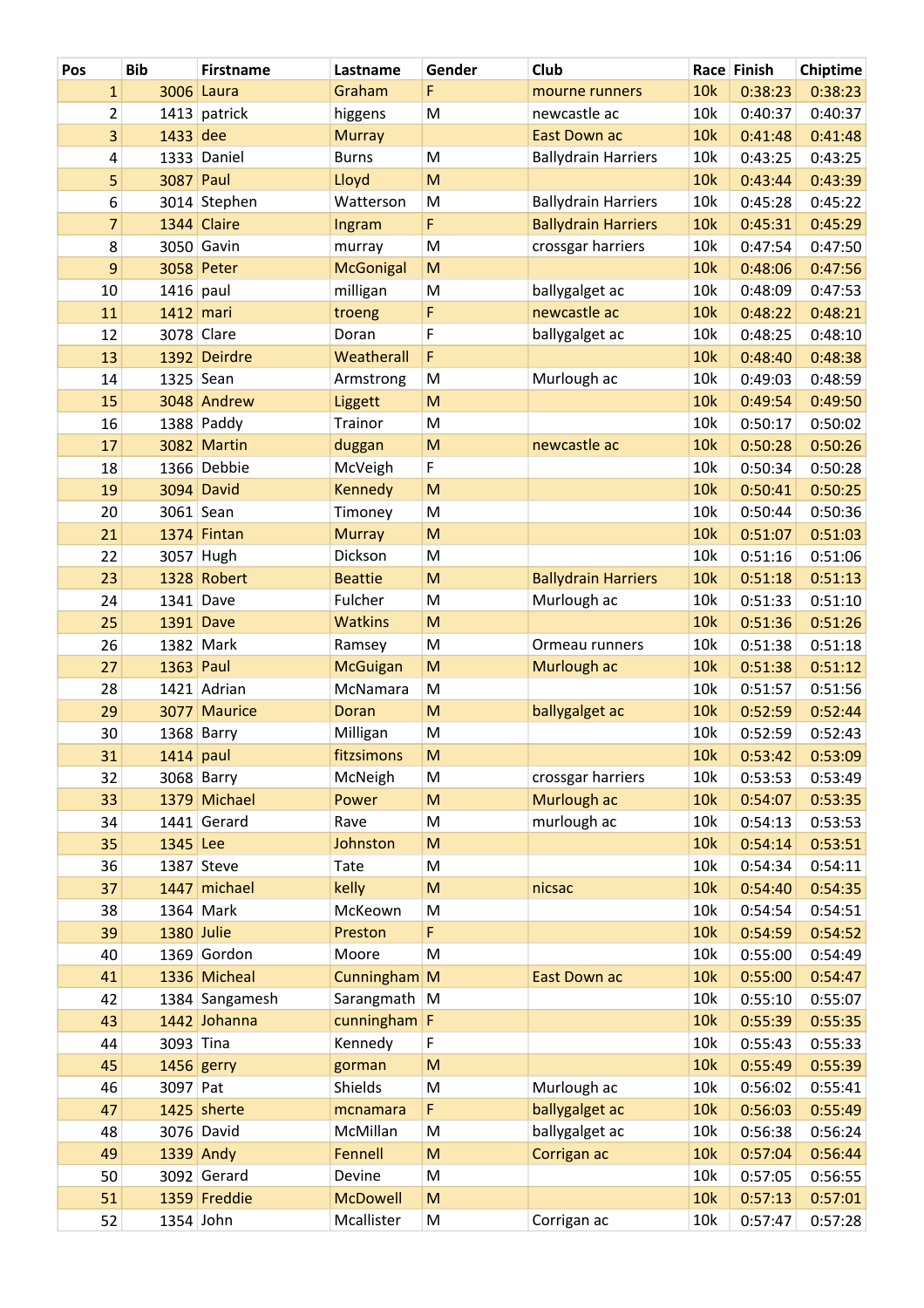| Pos | Bib | Firstname | Lastname | Gender | Club | Race | Finish | Chiptime |
|---|---|---|---|---|---|---|---|---|
| 1 | 3006 | Laura | Graham | F | mourne runners | 10k | 0:38:23 | 0:38:23 |
| 2 | 1413 | patrick | higgens | M | newcastle ac | 10k | 0:40:37 | 0:40:37 |
| 3 | 1433 | dee | Murray | | East Down ac | 10k | 0:41:48 | 0:41:48 |
| 4 | 1333 | Daniel | Burns | M | Ballydrain Harriers | 10k | 0:43:25 | 0:43:25 |
| 5 | 3087 | Paul | Lloyd | M | | 10k | 0:43:44 | 0:43:39 |
| 6 | 3014 | Stephen | Watterson | M | Ballydrain Harriers | 10k | 0:45:28 | 0:45:22 |
| 7 | 1344 | Claire | Ingram | F | Ballydrain Harriers | 10k | 0:45:31 | 0:45:29 |
| 8 | 3050 | Gavin | murray | M | crossgar harriers | 10k | 0:47:54 | 0:47:50 |
| 9 | 3058 | Peter | McGonigal | M | | 10k | 0:48:06 | 0:47:56 |
| 10 | 1416 | paul | milligan | M | ballygalget ac | 10k | 0:48:09 | 0:47:53 |
| 11 | 1412 | mari | troeng | F | newcastle ac | 10k | 0:48:22 | 0:48:21 |
| 12 | 3078 | Clare | Doran | F | ballygalget ac | 10k | 0:48:25 | 0:48:10 |
| 13 | 1392 | Deirdre | Weatherall | F | | 10k | 0:48:40 | 0:48:38 |
| 14 | 1325 | Sean | Armstrong | M | Murlough ac | 10k | 0:49:03 | 0:48:59 |
| 15 | 3048 | Andrew | Liggett | M | | 10k | 0:49:54 | 0:49:50 |
| 16 | 1388 | Paddy | Trainor | M | | 10k | 0:50:17 | 0:50:02 |
| 17 | 3082 | Martin | duggan | M | newcastle ac | 10k | 0:50:28 | 0:50:26 |
| 18 | 1366 | Debbie | McVeigh | F | | 10k | 0:50:34 | 0:50:28 |
| 19 | 3094 | David | Kennedy | M | | 10k | 0:50:41 | 0:50:25 |
| 20 | 3061 | Sean | Timoney | M | | 10k | 0:50:44 | 0:50:36 |
| 21 | 1374 | Fintan | Murray | M | | 10k | 0:51:07 | 0:51:03 |
| 22 | 3057 | Hugh | Dickson | M | | 10k | 0:51:16 | 0:51:06 |
| 23 | 1328 | Robert | Beattie | M | Ballydrain Harriers | 10k | 0:51:18 | 0:51:13 |
| 24 | 1341 | Dave | Fulcher | M | Murlough ac | 10k | 0:51:33 | 0:51:10 |
| 25 | 1391 | Dave | Watkins | M | | 10k | 0:51:36 | 0:51:26 |
| 26 | 1382 | Mark | Ramsey | M | Ormeau runners | 10k | 0:51:38 | 0:51:18 |
| 27 | 1363 | Paul | McGuigan | M | Murlough ac | 10k | 0:51:38 | 0:51:12 |
| 28 | 1421 | Adrian | McNamara | M | | 10k | 0:51:57 | 0:51:56 |
| 29 | 3077 | Maurice | Doran | M | ballygalget ac | 10k | 0:52:59 | 0:52:44 |
| 30 | 1368 | Barry | Milligan | M | | 10k | 0:52:59 | 0:52:43 |
| 31 | 1414 | paul | fitzsimons | M | | 10k | 0:53:42 | 0:53:09 |
| 32 | 3068 | Barry | McNeigh | M | crossgar harriers | 10k | 0:53:53 | 0:53:49 |
| 33 | 1379 | Michael | Power | M | Murlough ac | 10k | 0:54:07 | 0:53:35 |
| 34 | 1441 | Gerard | Rave | M | murlough ac | 10k | 0:54:13 | 0:53:53 |
| 35 | 1345 | Lee | Johnston | M | | 10k | 0:54:14 | 0:53:51 |
| 36 | 1387 | Steve | Tate | M | | 10k | 0:54:34 | 0:54:11 |
| 37 | 1447 | michael | kelly | M | nicsac | 10k | 0:54:40 | 0:54:35 |
| 38 | 1364 | Mark | McKeown | M | | 10k | 0:54:54 | 0:54:51 |
| 39 | 1380 | Julie | Preston | F | | 10k | 0:54:59 | 0:54:52 |
| 40 | 1369 | Gordon | Moore | M | | 10k | 0:55:00 | 0:54:49 |
| 41 | 1336 | Micheal | Cunningham | M | East Down ac | 10k | 0:55:00 | 0:54:47 |
| 42 | 1384 | Sangamesh | Sarangmath | M | | 10k | 0:55:10 | 0:55:07 |
| 43 | 1442 | Johanna | cunningham | F | | 10k | 0:55:39 | 0:55:35 |
| 44 | 3093 | Tina | Kennedy | F | | 10k | 0:55:43 | 0:55:33 |
| 45 | 1456 | gerry | gorman | M | | 10k | 0:55:49 | 0:55:39 |
| 46 | 3097 | Pat | Shields | M | Murlough ac | 10k | 0:56:02 | 0:55:41 |
| 47 | 1425 | sherte | mcnamara | F | ballygalget ac | 10k | 0:56:03 | 0:55:49 |
| 48 | 3076 | David | McMillan | M | ballygalget ac | 10k | 0:56:38 | 0:56:24 |
| 49 | 1339 | Andy | Fennell | M | Corrigan ac | 10k | 0:57:04 | 0:56:44 |
| 50 | 3092 | Gerard | Devine | M | | 10k | 0:57:05 | 0:56:55 |
| 51 | 1359 | Freddie | McDowell | M | | 10k | 0:57:13 | 0:57:01 |
| 52 | 1354 | John | Mcallister | M | Corrigan ac | 10k | 0:57:47 | 0:57:28 |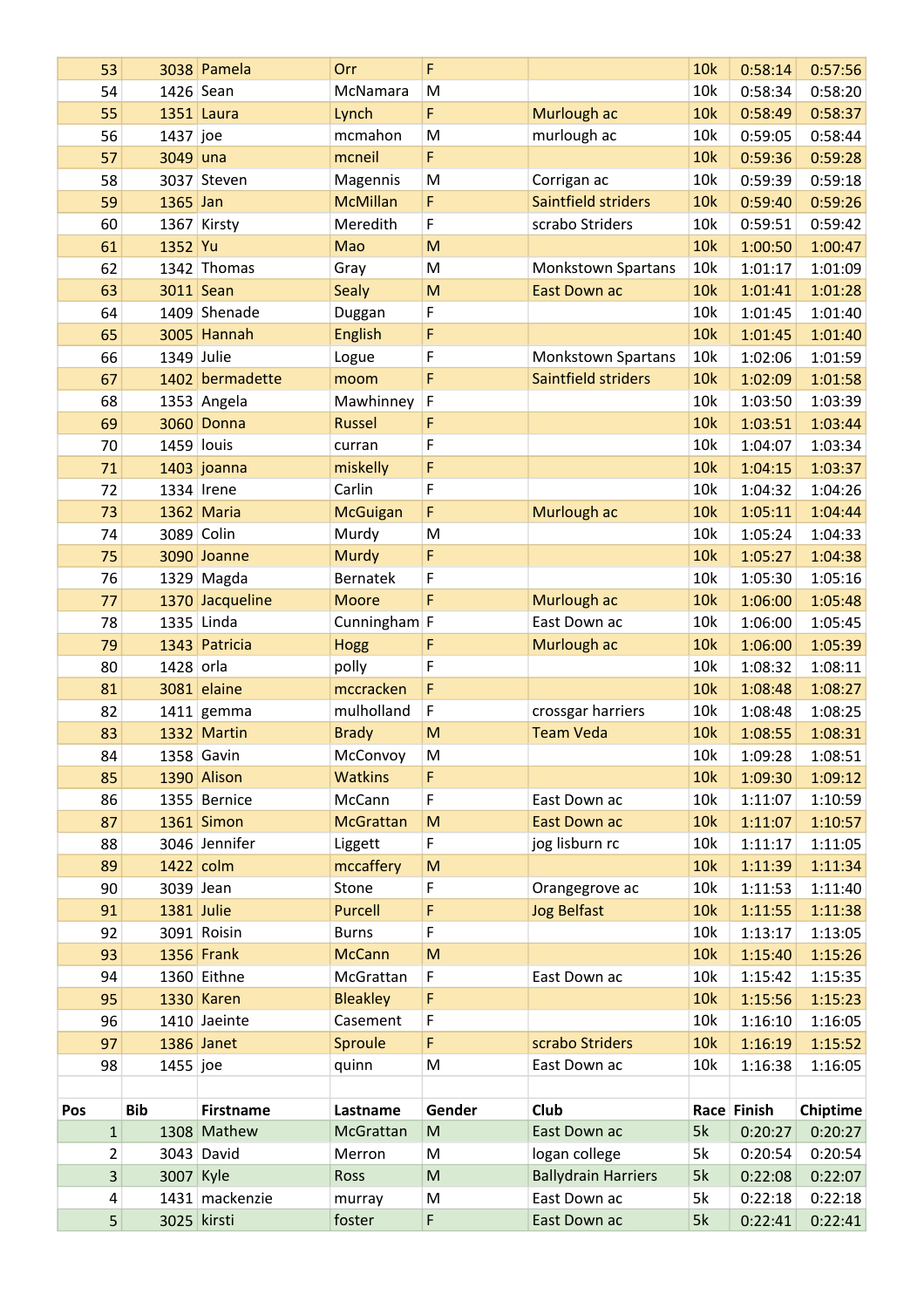| | | | | | | | | |
|---|---|---|---|---|---|---|---|---|
| 53 | 3038 | Pamela | Orr | F | | 10k | 0:58:14 | 0:57:56 |
| 54 | 1426 | Sean | McNamara | M | | 10k | 0:58:34 | 0:58:20 |
| 55 | 1351 | Laura | Lynch | F | Murlough ac | 10k | 0:58:49 | 0:58:37 |
| 56 | 1437 | joe | mcmahon | M | murlough ac | 10k | 0:59:05 | 0:58:44 |
| 57 | 3049 | una | mcneil | F | | 10k | 0:59:36 | 0:59:28 |
| 58 | 3037 | Steven | Magennis | M | Corrigan ac | 10k | 0:59:39 | 0:59:18 |
| 59 | 1365 | Jan | McMillan | F | Saintfield striders | 10k | 0:59:40 | 0:59:26 |
| 60 | 1367 | Kirsty | Meredith | F | scrabo Striders | 10k | 0:59:51 | 0:59:42 |
| 61 | 1352 | Yu | Mao | M | | 10k | 1:00:50 | 1:00:47 |
| 62 | 1342 | Thomas | Gray | M | Monkstown Spartans | 10k | 1:01:17 | 1:01:09 |
| 63 | 3011 | Sean | Sealy | M | East Down ac | 10k | 1:01:41 | 1:01:28 |
| 64 | 1409 | Shenade | Duggan | F | | 10k | 1:01:45 | 1:01:40 |
| 65 | 3005 | Hannah | English | F | | 10k | 1:01:45 | 1:01:40 |
| 66 | 1349 | Julie | Logue | F | Monkstown Spartans | 10k | 1:02:06 | 1:01:59 |
| 67 | 1402 | bermadette | moom | F | Saintfield striders | 10k | 1:02:09 | 1:01:58 |
| 68 | 1353 | Angela | Mawhinney | F | | 10k | 1:03:50 | 1:03:39 |
| 69 | 3060 | Donna | Russel | F | | 10k | 1:03:51 | 1:03:44 |
| 70 | 1459 | louis | curran | F | | 10k | 1:04:07 | 1:03:34 |
| 71 | 1403 | joanna | miskelly | F | | 10k | 1:04:15 | 1:03:37 |
| 72 | 1334 | Irene | Carlin | F | | 10k | 1:04:32 | 1:04:26 |
| 73 | 1362 | Maria | McGuigan | F | Murlough ac | 10k | 1:05:11 | 1:04:44 |
| 74 | 3089 | Colin | Murdy | M | | 10k | 1:05:24 | 1:04:33 |
| 75 | 3090 | Joanne | Murdy | F | | 10k | 1:05:27 | 1:04:38 |
| 76 | 1329 | Magda | Bernatek | F | | 10k | 1:05:30 | 1:05:16 |
| 77 | 1370 | Jacqueline | Moore | F | Murlough ac | 10k | 1:06:00 | 1:05:48 |
| 78 | 1335 | Linda | Cunningham | F | East Down ac | 10k | 1:06:00 | 1:05:45 |
| 79 | 1343 | Patricia | Hogg | F | Murlough ac | 10k | 1:06:00 | 1:05:39 |
| 80 | 1428 | orla | polly | F | | 10k | 1:08:32 | 1:08:11 |
| 81 | 3081 | elaine | mccracken | F | | 10k | 1:08:48 | 1:08:27 |
| 82 | 1411 | gemma | mulholland | F | crossgar harriers | 10k | 1:08:48 | 1:08:25 |
| 83 | 1332 | Martin | Brady | M | Team Veda | 10k | 1:08:55 | 1:08:31 |
| 84 | 1358 | Gavin | McConvoy | M | | 10k | 1:09:28 | 1:08:51 |
| 85 | 1390 | Alison | Watkins | F | | 10k | 1:09:30 | 1:09:12 |
| 86 | 1355 | Bernice | McCann | F | East Down ac | 10k | 1:11:07 | 1:10:59 |
| 87 | 1361 | Simon | McGrattan | M | East Down ac | 10k | 1:11:07 | 1:10:57 |
| 88 | 3046 | Jennifer | Liggett | F | jog lisburn rc | 10k | 1:11:17 | 1:11:05 |
| 89 | 1422 | colm | mccaffery | M | | 10k | 1:11:39 | 1:11:34 |
| 90 | 3039 | Jean | Stone | F | Orangegrove ac | 10k | 1:11:53 | 1:11:40 |
| 91 | 1381 | Julie | Purcell | F | Jog Belfast | 10k | 1:11:55 | 1:11:38 |
| 92 | 3091 | Roisin | Burns | F | | 10k | 1:13:17 | 1:13:05 |
| 93 | 1356 | Frank | McCann | M | | 10k | 1:15:40 | 1:15:26 |
| 94 | 1360 | Eithne | McGrattan | F | East Down ac | 10k | 1:15:42 | 1:15:35 |
| 95 | 1330 | Karen | Bleakley | F | | 10k | 1:15:56 | 1:15:23 |
| 96 | 1410 | Jaeinte | Casement | F | | 10k | 1:16:10 | 1:16:05 |
| 97 | 1386 | Janet | Sproule | F | scrabo Striders | 10k | 1:16:19 | 1:15:52 |
| 98 | 1455 | joe | quinn | M | East Down ac | 10k | 1:16:38 | 1:16:05 |

| Pos | Bib | Firstname | Lastname | Gender | Club | Race | Finish | Chiptime |
|---|---|---|---|---|---|---|---|---|
| 1 | 1308 | Mathew | McGrattan | M | East Down ac | 5k | 0:20:27 | 0:20:27 |
| 2 | 3043 | David | Merron | M | logan college | 5k | 0:20:54 | 0:20:54 |
| 3 | 3007 | Kyle | Ross | M | Ballydrain Harriers | 5k | 0:22:08 | 0:22:07 |
| 4 | 1431 | mackenzie | murray | M | East Down ac | 5k | 0:22:18 | 0:22:18 |
| 5 | 3025 | kirsti | foster | F | East Down ac | 5k | 0:22:41 | 0:22:41 |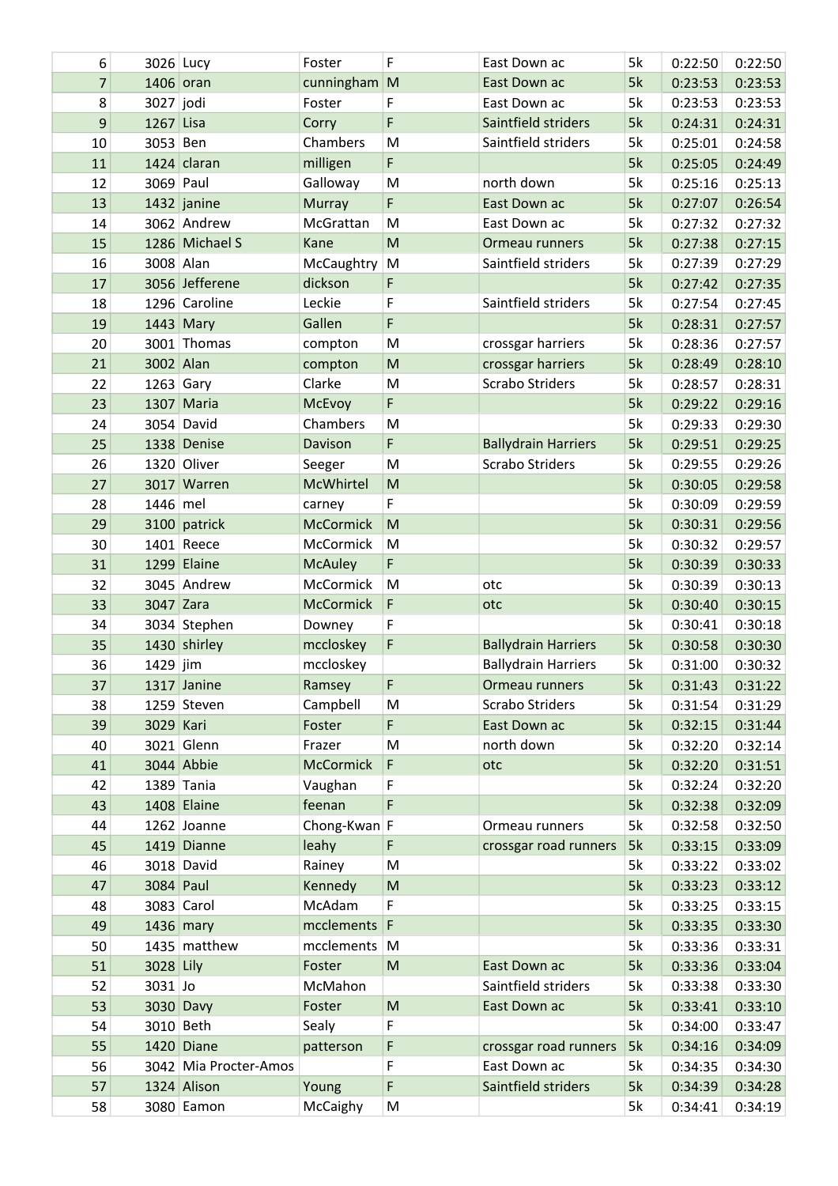| 6 | 3026 | Lucy | Foster | F | East Down ac | 5k | 0:22:50 | 0:22:50 |
|---|---|---|---|---|---|---|---|---|
| 7 | 1406 | oran | cunningham | M | East Down ac | 5k | 0:23:53 | 0:23:53 |
| 8 | 3027 | jodi | Foster | F | East Down ac | 5k | 0:23:53 | 0:23:53 |
| 9 | 1267 | Lisa | Corry | F | Saintfield striders | 5k | 0:24:31 | 0:24:31 |
| 10 | 3053 | Ben | Chambers | M | Saintfield striders | 5k | 0:25:01 | 0:24:58 |
| 11 | 1424 | claran | milligen | F | | 5k | 0:25:05 | 0:24:49 |
| 12 | 3069 | Paul | Galloway | M | north down | 5k | 0:25:16 | 0:25:13 |
| 13 | 1432 | janine | Murray | F | East Down ac | 5k | 0:27:07 | 0:26:54 |
| 14 | 3062 | Andrew | McGrattan | M | East Down ac | 5k | 0:27:32 | 0:27:32 |
| 15 | 1286 | Michael S | Kane | M | Ormeau runners | 5k | 0:27:38 | 0:27:15 |
| 16 | 3008 | Alan | McCaughtry | M | Saintfield striders | 5k | 0:27:39 | 0:27:29 |
| 17 | 3056 | Jefferene | dickson | F | | 5k | 0:27:42 | 0:27:35 |
| 18 | 1296 | Caroline | Leckie | F | Saintfield striders | 5k | 0:27:54 | 0:27:45 |
| 19 | 1443 | Mary | Gallen | F | | 5k | 0:28:31 | 0:27:57 |
| 20 | 3001 | Thomas | compton | M | crossgar harriers | 5k | 0:28:36 | 0:27:57 |
| 21 | 3002 | Alan | compton | M | crossgar harriers | 5k | 0:28:49 | 0:28:10 |
| 22 | 1263 | Gary | Clarke | M | Scrabo Striders | 5k | 0:28:57 | 0:28:31 |
| 23 | 1307 | Maria | McEvoy | F | | 5k | 0:29:22 | 0:29:16 |
| 24 | 3054 | David | Chambers | M | | 5k | 0:29:33 | 0:29:30 |
| 25 | 1338 | Denise | Davison | F | Ballydrain Harriers | 5k | 0:29:51 | 0:29:25 |
| 26 | 1320 | Oliver | Seeger | M | Scrabo Striders | 5k | 0:29:55 | 0:29:26 |
| 27 | 3017 | Warren | McWhirtel | M | | 5k | 0:30:05 | 0:29:58 |
| 28 | 1446 | mel | carney | F | | 5k | 0:30:09 | 0:29:59 |
| 29 | 3100 | patrick | McCormick | M | | 5k | 0:30:31 | 0:29:56 |
| 30 | 1401 | Reece | McCormick | M | | 5k | 0:30:32 | 0:29:57 |
| 31 | 1299 | Elaine | McAuley | F | | 5k | 0:30:39 | 0:30:33 |
| 32 | 3045 | Andrew | McCormick | M | otc | 5k | 0:30:39 | 0:30:13 |
| 33 | 3047 | Zara | McCormick | F | otc | 5k | 0:30:40 | 0:30:15 |
| 34 | 3034 | Stephen | Downey | F | | 5k | 0:30:41 | 0:30:18 |
| 35 | 1430 | shirley | mccloskey | F | Ballydrain Harriers | 5k | 0:30:58 | 0:30:30 |
| 36 | 1429 | jim | mccloskey | | Ballydrain Harriers | 5k | 0:31:00 | 0:30:32 |
| 37 | 1317 | Janine | Ramsey | F | Ormeau runners | 5k | 0:31:43 | 0:31:22 |
| 38 | 1259 | Steven | Campbell | M | Scrabo Striders | 5k | 0:31:54 | 0:31:29 |
| 39 | 3029 | Kari | Foster | F | East Down ac | 5k | 0:32:15 | 0:31:44 |
| 40 | 3021 | Glenn | Frazer | M | north down | 5k | 0:32:20 | 0:32:14 |
| 41 | 3044 | Abbie | McCormick | F | otc | 5k | 0:32:20 | 0:31:51 |
| 42 | 1389 | Tania | Vaughan | F | | 5k | 0:32:24 | 0:32:20 |
| 43 | 1408 | Elaine | feenan | F | | 5k | 0:32:38 | 0:32:09 |
| 44 | 1262 | Joanne | Chong-Kwan | F | Ormeau runners | 5k | 0:32:58 | 0:32:50 |
| 45 | 1419 | Dianne | leahy | F | crossgar road runners | 5k | 0:33:15 | 0:33:09 |
| 46 | 3018 | David | Rainey | M | | 5k | 0:33:22 | 0:33:02 |
| 47 | 3084 | Paul | Kennedy | M | | 5k | 0:33:23 | 0:33:12 |
| 48 | 3083 | Carol | McAdam | F | | 5k | 0:33:25 | 0:33:15 |
| 49 | 1436 | mary | mcclements | F | | 5k | 0:33:35 | 0:33:30 |
| 50 | 1435 | matthew | mcclements | M | | 5k | 0:33:36 | 0:33:31 |
| 51 | 3028 | Lily | Foster | M | East Down ac | 5k | 0:33:36 | 0:33:04 |
| 52 | 3031 | Jo | McMahon | | Saintfield striders | 5k | 0:33:38 | 0:33:30 |
| 53 | 3030 | Davy | Foster | M | East Down ac | 5k | 0:33:41 | 0:33:10 |
| 54 | 3010 | Beth | Sealy | F | | 5k | 0:34:00 | 0:33:47 |
| 55 | 1420 | Diane | patterson | F | crossgar road runners | 5k | 0:34:16 | 0:34:09 |
| 56 | 3042 | Mia Procter-Amos | | F | East Down ac | 5k | 0:34:35 | 0:34:30 |
| 57 | 1324 | Alison | Young | F | Saintfield striders | 5k | 0:34:39 | 0:34:28 |
| 58 | 3080 | Eamon | McCaighy | M | | 5k | 0:34:41 | 0:34:19 |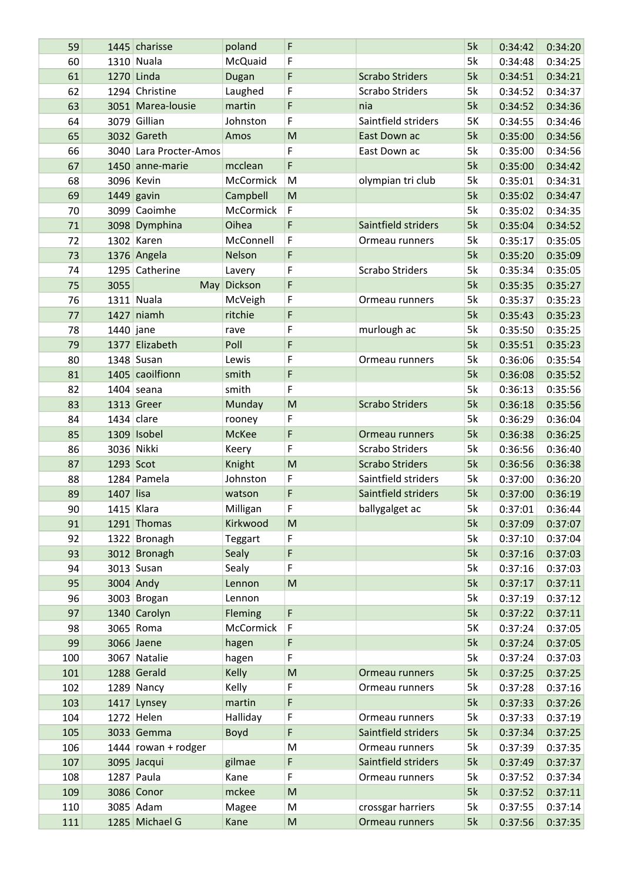| | | | | | | | | |
|---|---|---|---|---|---|---|---|---|
| 59 | 1445 | charisse | poland | F | | 5k | 0:34:42 | 0:34:20 |
| 60 | 1310 | Nuala | McQuaid | F | | 5k | 0:34:48 | 0:34:25 |
| 61 | 1270 | Linda | Dugan | F | Scrabo Striders | 5k | 0:34:51 | 0:34:21 |
| 62 | 1294 | Christine | Laughed | F | Scrabo Striders | 5k | 0:34:52 | 0:34:37 |
| 63 | 3051 | Marea-lousie | martin | F | nia | 5k | 0:34:52 | 0:34:36 |
| 64 | 3079 | Gillian | Johnston | F | Saintfield striders | 5K | 0:34:55 | 0:34:46 |
| 65 | 3032 | Gareth | Amos | M | East Down ac | 5k | 0:35:00 | 0:34:56 |
| 66 | 3040 | Lara Procter-Amos | | F | East Down ac | 5k | 0:35:00 | 0:34:56 |
| 67 | 1450 | anne-marie | mcclean | F | | 5k | 0:35:00 | 0:34:42 |
| 68 | 3096 | Kevin | McCormick | M | olympian tri club | 5k | 0:35:01 | 0:34:31 |
| 69 | 1449 | gavin | Campbell | M | | 5k | 0:35:02 | 0:34:47 |
| 70 | 3099 | Caoimhe | McCormick | F | | 5k | 0:35:02 | 0:34:35 |
| 71 | 3098 | Dymphina | Oihea | F | Saintfield striders | 5k | 0:35:04 | 0:34:52 |
| 72 | 1302 | Karen | McConnell | F | Ormeau runners | 5k | 0:35:17 | 0:35:05 |
| 73 | 1376 | Angela | Nelson | F | | 5k | 0:35:20 | 0:35:09 |
| 74 | 1295 | Catherine | Lavery | F | Scrabo Striders | 5k | 0:35:34 | 0:35:05 |
| 75 | 3055 | May | Dickson | F | | 5k | 0:35:35 | 0:35:27 |
| 76 | 1311 | Nuala | McVeigh | F | Ormeau runners | 5k | 0:35:37 | 0:35:23 |
| 77 | 1427 | niamh | ritchie | F | | 5k | 0:35:43 | 0:35:23 |
| 78 | 1440 | jane | rave | F | murlough ac | 5k | 0:35:50 | 0:35:25 |
| 79 | 1377 | Elizabeth | Poll | F | | 5k | 0:35:51 | 0:35:23 |
| 80 | 1348 | Susan | Lewis | F | Ormeau runners | 5k | 0:36:06 | 0:35:54 |
| 81 | 1405 | caoilfionn | smith | F | | 5k | 0:36:08 | 0:35:52 |
| 82 | 1404 | seana | smith | F | | 5k | 0:36:13 | 0:35:56 |
| 83 | 1313 | Greer | Munday | M | Scrabo Striders | 5k | 0:36:18 | 0:35:56 |
| 84 | 1434 | clare | rooney | F | | 5k | 0:36:29 | 0:36:04 |
| 85 | 1309 | Isobel | McKee | F | Ormeau runners | 5k | 0:36:38 | 0:36:25 |
| 86 | 3036 | Nikki | Keery | F | Scrabo Striders | 5k | 0:36:56 | 0:36:40 |
| 87 | 1293 | Scot | Knight | M | Scrabo Striders | 5k | 0:36:56 | 0:36:38 |
| 88 | 1284 | Pamela | Johnston | F | Saintfield striders | 5k | 0:37:00 | 0:36:20 |
| 89 | 1407 | lisa | watson | F | Saintfield striders | 5k | 0:37:00 | 0:36:19 |
| 90 | 1415 | Klara | Milligan | F | ballygalget ac | 5k | 0:37:01 | 0:36:44 |
| 91 | 1291 | Thomas | Kirkwood | M | | 5k | 0:37:09 | 0:37:07 |
| 92 | 1322 | Bronagh | Teggart | F | | 5k | 0:37:10 | 0:37:04 |
| 93 | 3012 | Bronagh | Sealy | F | | 5k | 0:37:16 | 0:37:03 |
| 94 | 3013 | Susan | Sealy | F | | 5k | 0:37:16 | 0:37:03 |
| 95 | 3004 | Andy | Lennon | M | | 5k | 0:37:17 | 0:37:11 |
| 96 | 3003 | Brogan | Lennon | | | 5k | 0:37:19 | 0:37:12 |
| 97 | 1340 | Carolyn | Fleming | F | | 5k | 0:37:22 | 0:37:11 |
| 98 | 3065 | Roma | McCormick | F | | 5K | 0:37:24 | 0:37:05 |
| 99 | 3066 | Jaene | hagen | F | | 5k | 0:37:24 | 0:37:05 |
| 100 | 3067 | Natalie | hagen | F | | 5k | 0:37:24 | 0:37:03 |
| 101 | 1288 | Gerald | Kelly | M | Ormeau runners | 5k | 0:37:25 | 0:37:25 |
| 102 | 1289 | Nancy | Kelly | F | Ormeau runners | 5k | 0:37:28 | 0:37:16 |
| 103 | 1417 | Lynsey | martin | F | | 5k | 0:37:33 | 0:37:26 |
| 104 | 1272 | Helen | Halliday | F | Ormeau runners | 5k | 0:37:33 | 0:37:19 |
| 105 | 3033 | Gemma | Boyd | F | Saintfield striders | 5k | 0:37:34 | 0:37:25 |
| 106 | 1444 | rowan + rodger | | M | Ormeau runners | 5k | 0:37:39 | 0:37:35 |
| 107 | 3095 | Jacqui | gilmae | F | Saintfield striders | 5k | 0:37:49 | 0:37:37 |
| 108 | 1287 | Paula | Kane | F | Ormeau runners | 5k | 0:37:52 | 0:37:34 |
| 109 | 3086 | Conor | mckee | M | | 5k | 0:37:52 | 0:37:11 |
| 110 | 3085 | Adam | Magee | M | crossgar harriers | 5k | 0:37:55 | 0:37:14 |
| 111 | 1285 | Michael G | Kane | M | Ormeau runners | 5k | 0:37:56 | 0:37:35 |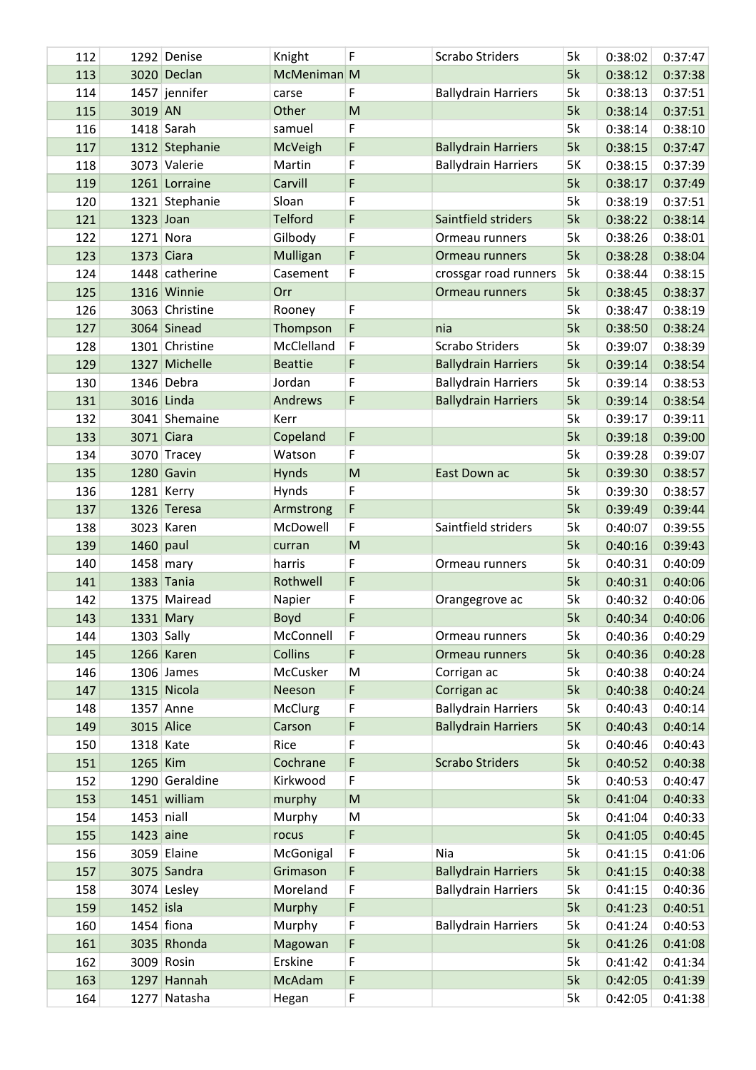| 112 | 1292 | Denise | Knight | F | Scrabo Striders | 5k | 0:38:02 | 0:37:47 |
|---|---|---|---|---|---|---|---|---|
| 113 | 3020 | Declan | McMeniman | M | | 5k | 0:38:12 | 0:37:38 |
| 114 | 1457 | jennifer | carse | F | Ballydrain Harriers | 5k | 0:38:13 | 0:37:51 |
| 115 | 3019 | AN | Other | M | | 5k | 0:38:14 | 0:37:51 |
| 116 | 1418 | Sarah | samuel | F | | 5k | 0:38:14 | 0:38:10 |
| 117 | 1312 | Stephanie | McVeigh | F | Ballydrain Harriers | 5k | 0:38:15 | 0:37:47 |
| 118 | 3073 | Valerie | Martin | F | Ballydrain Harriers | 5K | 0:38:15 | 0:37:39 |
| 119 | 1261 | Lorraine | Carvill | F | | 5k | 0:38:17 | 0:37:49 |
| 120 | 1321 | Stephanie | Sloan | F | | 5k | 0:38:19 | 0:37:51 |
| 121 | 1323 | Joan | Telford | F | Saintfield striders | 5k | 0:38:22 | 0:38:14 |
| 122 | 1271 | Nora | Gilbody | F | Ormeau runners | 5k | 0:38:26 | 0:38:01 |
| 123 | 1373 | Ciara | Mulligan | F | Ormeau runners | 5k | 0:38:28 | 0:38:04 |
| 124 | 1448 | catherine | Casement | F | crossgar road runners | 5k | 0:38:44 | 0:38:15 |
| 125 | 1316 | Winnie | Orr | | Ormeau runners | 5k | 0:38:45 | 0:38:37 |
| 126 | 3063 | Christine | Rooney | F | | 5k | 0:38:47 | 0:38:19 |
| 127 | 3064 | Sinead | Thompson | F | nia | 5k | 0:38:50 | 0:38:24 |
| 128 | 1301 | Christine | McClelland | F | Scrabo Striders | 5k | 0:39:07 | 0:38:39 |
| 129 | 1327 | Michelle | Beattie | F | Ballydrain Harriers | 5k | 0:39:14 | 0:38:54 |
| 130 | 1346 | Debra | Jordan | F | Ballydrain Harriers | 5k | 0:39:14 | 0:38:53 |
| 131 | 3016 | Linda | Andrews | F | Ballydrain Harriers | 5k | 0:39:14 | 0:38:54 |
| 132 | 3041 | Shemaine | Kerr | | | 5k | 0:39:17 | 0:39:11 |
| 133 | 3071 | Ciara | Copeland | F | | 5k | 0:39:18 | 0:39:00 |
| 134 | 3070 | Tracey | Watson | F | | 5k | 0:39:28 | 0:39:07 |
| 135 | 1280 | Gavin | Hynds | M | East Down ac | 5k | 0:39:30 | 0:38:57 |
| 136 | 1281 | Kerry | Hynds | F | | 5k | 0:39:30 | 0:38:57 |
| 137 | 1326 | Teresa | Armstrong | F | | 5k | 0:39:49 | 0:39:44 |
| 138 | 3023 | Karen | McDowell | F | Saintfield striders | 5k | 0:40:07 | 0:39:55 |
| 139 | 1460 | paul | curran | M | | 5k | 0:40:16 | 0:39:43 |
| 140 | 1458 | mary | harris | F | Ormeau runners | 5k | 0:40:31 | 0:40:09 |
| 141 | 1383 | Tania | Rothwell | F | | 5k | 0:40:31 | 0:40:06 |
| 142 | 1375 | Mairead | Napier | F | Orangegrove ac | 5k | 0:40:32 | 0:40:06 |
| 143 | 1331 | Mary | Boyd | F | | 5k | 0:40:34 | 0:40:06 |
| 144 | 1303 | Sally | McConnell | F | Ormeau runners | 5k | 0:40:36 | 0:40:29 |
| 145 | 1266 | Karen | Collins | F | Ormeau runners | 5k | 0:40:36 | 0:40:28 |
| 146 | 1306 | James | McCusker | M | Corrigan ac | 5k | 0:40:38 | 0:40:24 |
| 147 | 1315 | Nicola | Neeson | F | Corrigan ac | 5k | 0:40:38 | 0:40:24 |
| 148 | 1357 | Anne | McClurg | F | Ballydrain Harriers | 5k | 0:40:43 | 0:40:14 |
| 149 | 3015 | Alice | Carson | F | Ballydrain Harriers | 5K | 0:40:43 | 0:40:14 |
| 150 | 1318 | Kate | Rice | F | | 5k | 0:40:46 | 0:40:43 |
| 151 | 1265 | Kim | Cochrane | F | Scrabo Striders | 5k | 0:40:52 | 0:40:38 |
| 152 | 1290 | Geraldine | Kirkwood | F | | 5k | 0:40:53 | 0:40:47 |
| 153 | 1451 | william | murphy | M | | 5k | 0:41:04 | 0:40:33 |
| 154 | 1453 | niall | Murphy | M | | 5k | 0:41:04 | 0:40:33 |
| 155 | 1423 | aine | rocus | F | | 5k | 0:41:05 | 0:40:45 |
| 156 | 3059 | Elaine | McGonigal | F | Nia | 5k | 0:41:15 | 0:41:06 |
| 157 | 3075 | Sandra | Grimason | F | Ballydrain Harriers | 5k | 0:41:15 | 0:40:38 |
| 158 | 3074 | Lesley | Moreland | F | Ballydrain Harriers | 5k | 0:41:15 | 0:40:36 |
| 159 | 1452 | isla | Murphy | F | | 5k | 0:41:23 | 0:40:51 |
| 160 | 1454 | fiona | Murphy | F | Ballydrain Harriers | 5k | 0:41:24 | 0:40:53 |
| 161 | 3035 | Rhonda | Magowan | F | | 5k | 0:41:26 | 0:41:08 |
| 162 | 3009 | Rosin | Erskine | F | | 5k | 0:41:42 | 0:41:34 |
| 163 | 1297 | Hannah | McAdam | F | | 5k | 0:42:05 | 0:41:39 |
| 164 | 1277 | Natasha | Hegan | F | | 5k | 0:42:05 | 0:41:38 |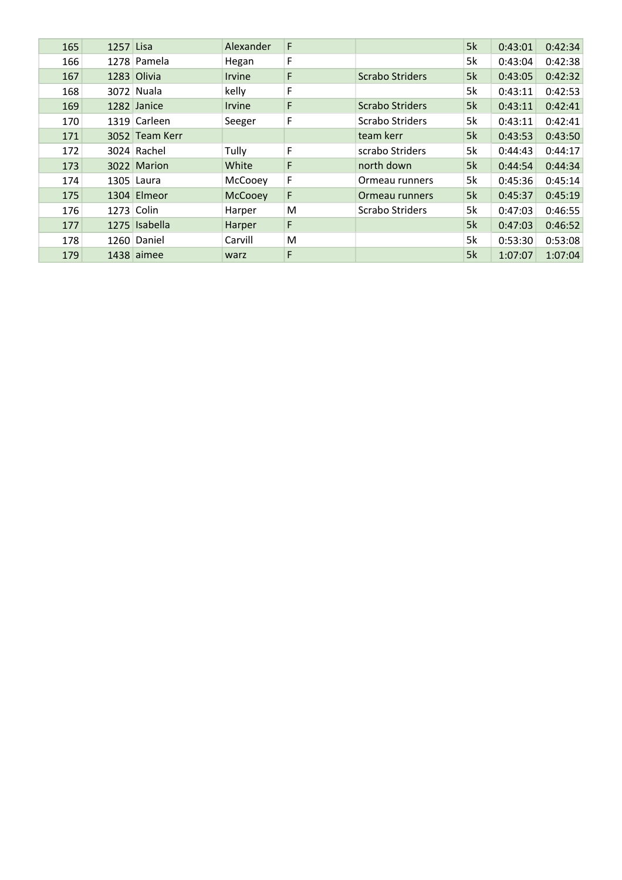| | | | | | | | | |
|---|---|---|---|---|---|---|---|---|
| 165 | 1257 | Lisa | Alexander | F | | 5k | 0:43:01 | 0:42:34 |
| 166 | 1278 | Pamela | Hegan | F | | 5k | 0:43:04 | 0:42:38 |
| 167 | 1283 | Olivia | Irvine | F | Scrabo Striders | 5k | 0:43:05 | 0:42:32 |
| 168 | 3072 | Nuala | kelly | F | | 5k | 0:43:11 | 0:42:53 |
| 169 | 1282 | Janice | Irvine | F | Scrabo Striders | 5k | 0:43:11 | 0:42:41 |
| 170 | 1319 | Carleen | Seeger | F | Scrabo Striders | 5k | 0:43:11 | 0:42:41 |
| 171 | 3052 | Team Kerr | | | team kerr | 5k | 0:43:53 | 0:43:50 |
| 172 | 3024 | Rachel | Tully | F | scrabo Striders | 5k | 0:44:43 | 0:44:17 |
| 173 | 3022 | Marion | White | F | north down | 5k | 0:44:54 | 0:44:34 |
| 174 | 1305 | Laura | McCooey | F | Ormeau runners | 5k | 0:45:36 | 0:45:14 |
| 175 | 1304 | Elmeor | McCooey | F | Ormeau runners | 5k | 0:45:37 | 0:45:19 |
| 176 | 1273 | Colin | Harper | M | Scrabo Striders | 5k | 0:47:03 | 0:46:55 |
| 177 | 1275 | Isabella | Harper | F | | 5k | 0:47:03 | 0:46:52 |
| 178 | 1260 | Daniel | Carvill | M | | 5k | 0:53:30 | 0:53:08 |
| 179 | 1438 | aimee | warz | F | | 5k | 1:07:07 | 1:07:04 |